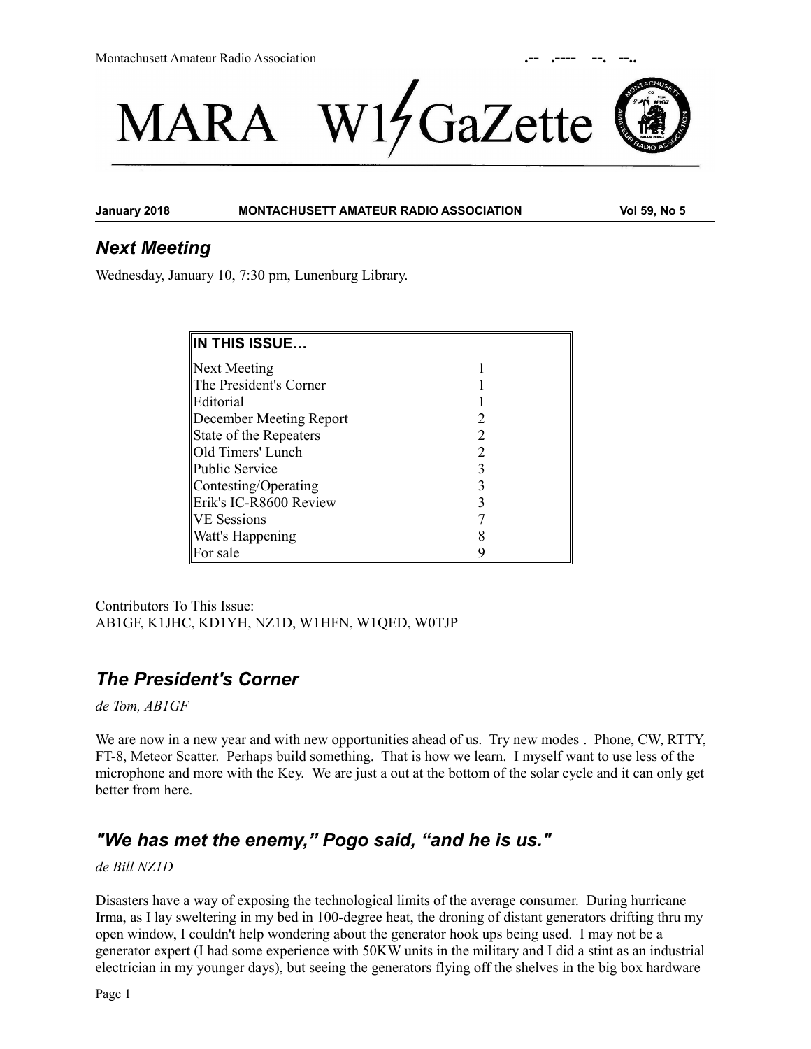# MARA W1GaZette

**January 2018** **MONTACHUSETT AMATEUR RADIO ASSOCIATION** **Vol 59, No 5**

## *Next Meeting*

Wednesday, January 10, 7:30 pm, Lunenburg Library.

| IN THIS ISSUE… | |
|---|---|
| Next Meeting | 1 |
| The President's Corner | 1 |
| Editorial | 1 |
| December Meeting Report | 2 |
| State of the Repeaters | 2 |
| Old Timers' Lunch | 2 |
| Public Service | 3 |
| Contesting/Operating | 3 |
| Erik's IC-R8600 Review | 3 |
| VE Sessions | 7 |
| Watt's Happening | 8 |
| For sale | 9 |

Contributors To This Issue:
AB1GF, K1JHC, KD1YH, NZ1D, W1HFN, W1QED, W0TJP

## *The President's Corner*

*de Tom, AB1GF*

We are now in a new year and with new opportunities ahead of us. Try new modes . Phone, CW, RTTY, FT-8, Meteor Scatter. Perhaps build something. That is how we learn. I myself want to use less of the microphone and more with the Key. We are just a out at the bottom of the solar cycle and it can only get better from here.

## *"We has met the enemy," Pogo said, "and he is us."*

*de Bill NZ1D*

Disasters have a way of exposing the technological limits of the average consumer. During hurricane Irma, as I lay sweltering in my bed in 100-degree heat, the droning of distant generators drifting thru my open window, I couldn't help wondering about the generator hook ups being used. I may not be a generator expert (I had some experience with 50KW units in the military and I did a stint as an industrial electrician in my younger days), but seeing the generators flying off the shelves in the big box hardware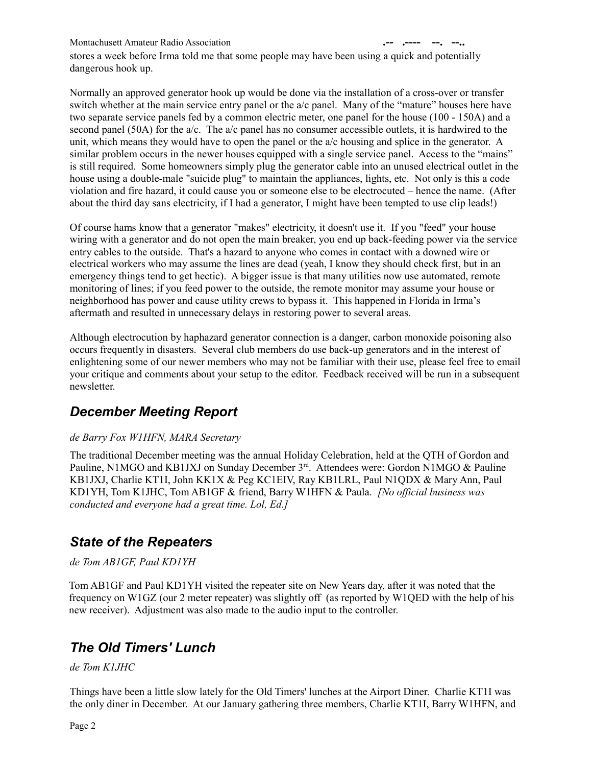stores a week before Irma told me that some people may have been using a quick and potentially dangerous hook up.

Normally an approved generator hook up would be done via the installation of a cross-over or transfer switch whether at the main service entry panel or the a/c panel. Many of the "mature" houses here have two separate service panels fed by a common electric meter, one panel for the house (100 - 150A) and a second panel (50A) for the a/c. The a/c panel has no consumer accessible outlets, it is hardwired to the unit, which means they would have to open the panel or the a/c housing and splice in the generator. A similar problem occurs in the newer houses equipped with a single service panel. Access to the "mains" is still required. Some homeowners simply plug the generator cable into an unused electrical outlet in the house using a double-male "suicide plug" to maintain the appliances, lights, etc. Not only is this a code violation and fire hazard, it could cause you or someone else to be electrocuted – hence the name. (After about the third day sans electricity, if I had a generator, I might have been tempted to use clip leads!)

Of course hams know that a generator "makes" electricity, it doesn't use it. If you "feed" your house wiring with a generator and do not open the main breaker, you end up back-feeding power via the service entry cables to the outside. That's a hazard to anyone who comes in contact with a downed wire or electrical workers who may assume the lines are dead (yeah, I know they should check first, but in an emergency things tend to get hectic). A bigger issue is that many utilities now use automated, remote monitoring of lines; if you feed power to the outside, the remote monitor may assume your house or neighborhood has power and cause utility crews to bypass it. This happened in Florida in Irma's aftermath and resulted in unnecessary delays in restoring power to several areas.

Although electrocution by haphazard generator connection is a danger, carbon monoxide poisoning also occurs frequently in disasters. Several club members do use back-up generators and in the interest of enlightening some of our newer members who may not be familiar with their use, please feel free to email your critique and comments about your setup to the editor. Feedback received will be run in a subsequent newsletter.

## *December Meeting Report*

*de Barry Fox W1HFN, MARA Secretary*

The traditional December meeting was the annual Holiday Celebration, held at the QTH of Gordon and Pauline, N1MGO and KB1JXJ on Sunday December 3rd. Attendees were: Gordon N1MGO & Pauline KB1JXJ, Charlie KT1I, John KK1X & Peg KC1EIV, Ray KB1LRL, Paul N1QDX & Mary Ann, Paul KD1YH, Tom K1JHC, Tom AB1GF & friend, Barry W1HFN & Paula. *[No official business was conducted and everyone had a great time. Lol, Ed.]*

## *State of the Repeaters*

*de Tom AB1GF, Paul KD1YH*

Tom AB1GF and Paul KD1YH visited the repeater site on New Years day, after it was noted that the frequency on W1GZ (our 2 meter repeater) was slightly off (as reported by W1QED with the help of his new receiver). Adjustment was also made to the audio input to the controller.

## *The Old Timers' Lunch*

*de Tom K1JHC*

Things have been a little slow lately for the Old Timers' lunches at the Airport Diner. Charlie KT1I was the only diner in December. At our January gathering three members, Charlie KT1I, Barry W1HFN, and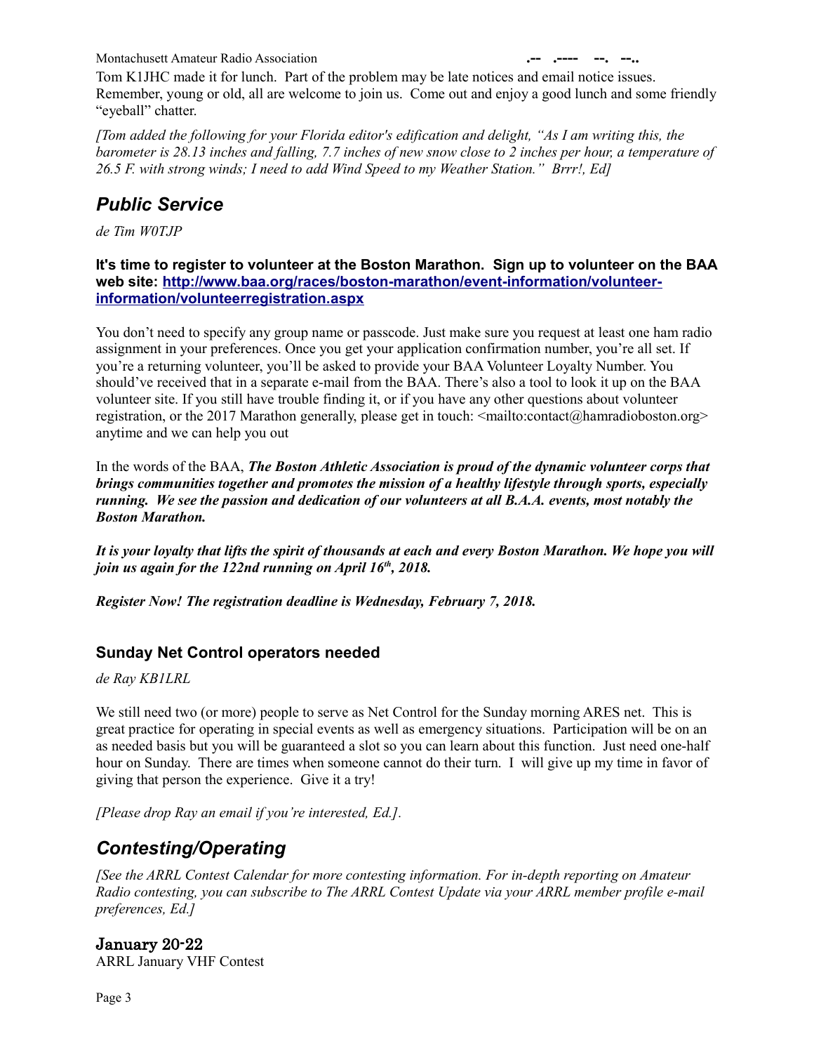Tom K1JHC made it for lunch. Part of the problem may be late notices and email notice issues. Remember, young or old, all are welcome to join us. Come out and enjoy a good lunch and some friendly "eyeball" chatter.

*[Tom added the following for your Florida editor's edification and delight, "As I am writing this, the barometer is 28.13 inches and falling, 7.7 inches of new snow close to 2 inches per hour, a temperature of 26.5 F. with strong winds; I need to add Wind Speed to my Weather Station." Brrr!, Ed]*

## *Public Service*

*de Tim W0TJP*

**It's time to register to volunteer at the Boston Marathon. Sign up to volunteer on the BAA web site: [http://www.baa.org/races/boston-marathon/event-information/volunteer-information/volunteerregistration.aspx](http://www.baa.org/races/boston-marathon/event-information/volunteer-information/volunteerregistration.aspx)**

You don't need to specify any group name or passcode. Just make sure you request at least one ham radio assignment in your preferences. Once you get your application confirmation number, you're all set. If you're a returning volunteer, you'll be asked to provide your BAA Volunteer Loyalty Number. You should've received that in a separate e-mail from the BAA. There's also a tool to look it up on the BAA volunteer site. If you still have trouble finding it, or if you have any other questions about volunteer registration, or the 2017 Marathon generally, please get in touch: <mailto:contact@hamradioboston.org> anytime and we can help you out

In the words of the BAA, ***The Boston Athletic Association is proud of the dynamic volunteer corps that brings communities together and promotes the mission of a healthy lifestyle through sports, especially running. We see the passion and dedication of our volunteers at all B.A.A. events, most notably the Boston Marathon.***

***It is your loyalty that lifts the spirit of thousands at each and every Boston Marathon. We hope you will join us again for the 122nd running on April 16th, 2018.***

***Register Now! The registration deadline is Wednesday, February 7, 2018.***

### Sunday Net Control operators needed

*de Ray KB1LRL*

We still need two (or more) people to serve as Net Control for the Sunday morning ARES net. This is great practice for operating in special events as well as emergency situations. Participation will be on an as needed basis but you will be guaranteed a slot so you can learn about this function. Just need one-half hour on Sunday. There are times when someone cannot do their turn. I will give up my time in favor of giving that person the experience. Give it a try!

*[Please drop Ray an email if you're interested, Ed.].*

## *Contesting/Operating*

*[See the ARRL Contest Calendar for more contesting information. For in-depth reporting on Amateur Radio contesting, you can subscribe to The ARRL Contest Update via your ARRL member profile e-mail preferences, Ed.]*

### January 20-22

ARRL January VHF Contest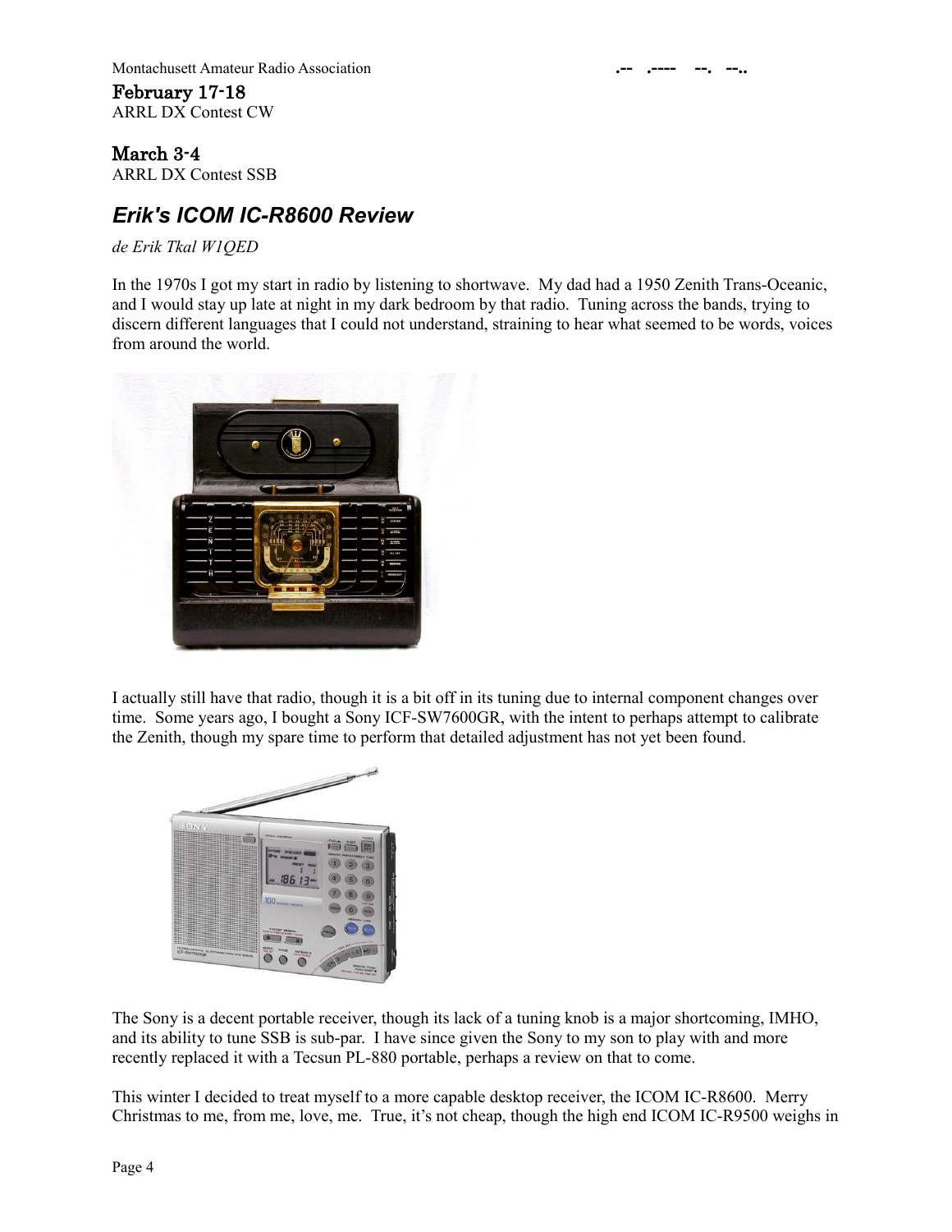**February 17-18**
ARRL DX Contest CW

**March 3-4**
ARRL DX Contest SSB

## *Erik's ICOM IC-R8600 Review*

*de Erik Tkal W1QED*

In the 1970s I got my start in radio by listening to shortwave. My dad had a 1950 Zenith Trans-Oceanic, and I would stay up late at night in my dark bedroom by that radio. Tuning across the bands, trying to discern different languages that I could not understand, straining to hear what seemed to be words, voices from around the world.

I actually still have that radio, though it is a bit off in its tuning due to internal component changes over time. Some years ago, I bought a Sony ICF-SW7600GR, with the intent to perhaps attempt to calibrate the Zenith, though my spare time to perform that detailed adjustment has not yet been found.

The Sony is a decent portable receiver, though its lack of a tuning knob is a major shortcoming, IMHO, and its ability to tune SSB is sub-par. I have since given the Sony to my son to play with and more recently replaced it with a Tecsun PL-880 portable, perhaps a review on that to come.

This winter I decided to treat myself to a more capable desktop receiver, the ICOM IC-R8600. Merry Christmas to me, from me, love, me. True, it's not cheap, though the high end ICOM IC-R9500 weighs in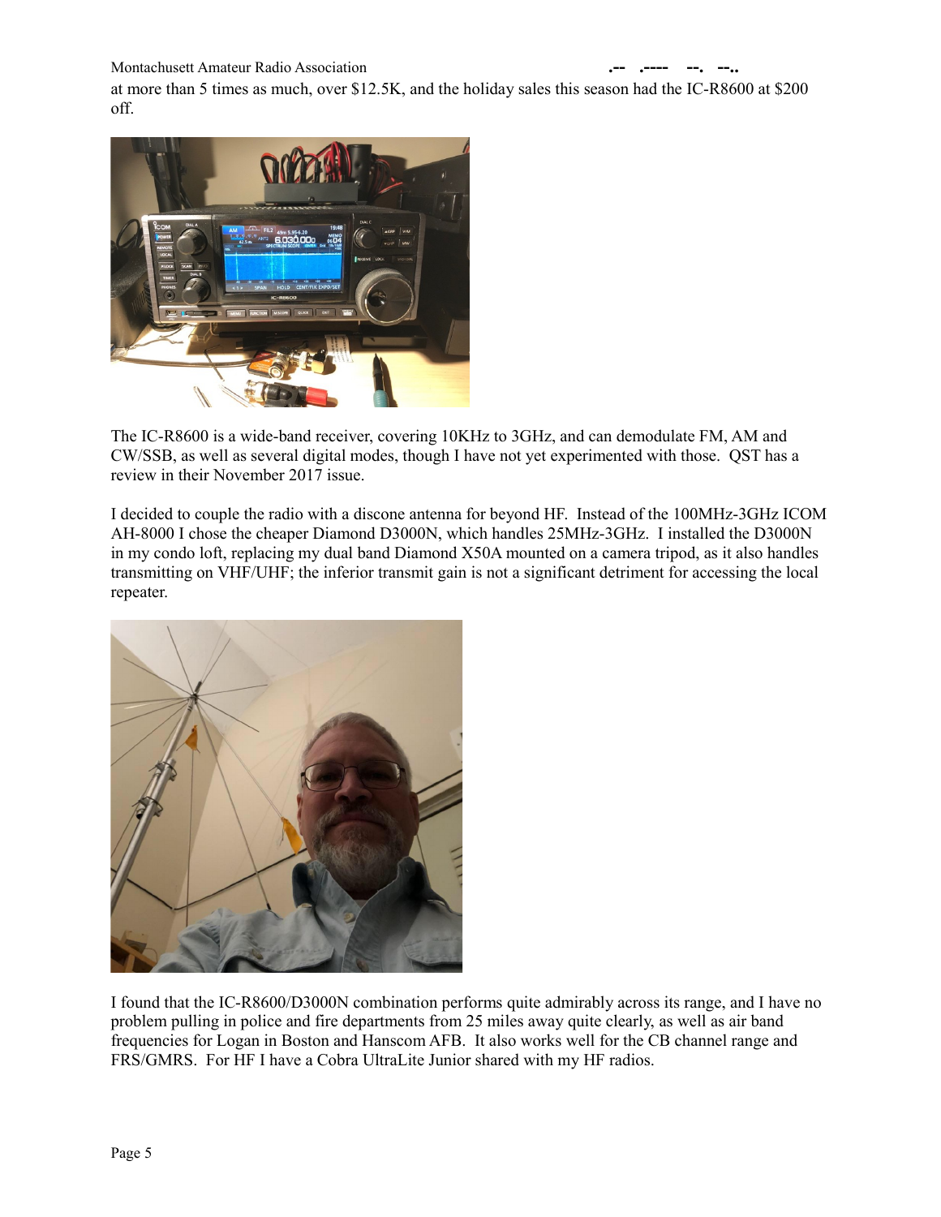at more than 5 times as much, over $12.5K, and the holiday sales this season had the IC-R8600 at $200 off.

The IC-R8600 is a wide-band receiver, covering 10KHz to 3GHz, and can demodulate FM, AM and CW/SSB, as well as several digital modes, though I have not yet experimented with those. QST has a review in their November 2017 issue.

I decided to couple the radio with a discone antenna for beyond HF. Instead of the 100MHz-3GHz ICOM AH-8000 I chose the cheaper Diamond D3000N, which handles 25MHz-3GHz. I installed the D3000N in my condo loft, replacing my dual band Diamond X50A mounted on a camera tripod, as it also handles transmitting on VHF/UHF; the inferior transmit gain is not a significant detriment for accessing the local repeater.

I found that the IC-R8600/D3000N combination performs quite admirably across its range, and I have no problem pulling in police and fire departments from 25 miles away quite clearly, as well as air band frequencies for Logan in Boston and Hanscom AFB. It also works well for the CB channel range and FRS/GMRS. For HF I have a Cobra UltraLite Junior shared with my HF radios.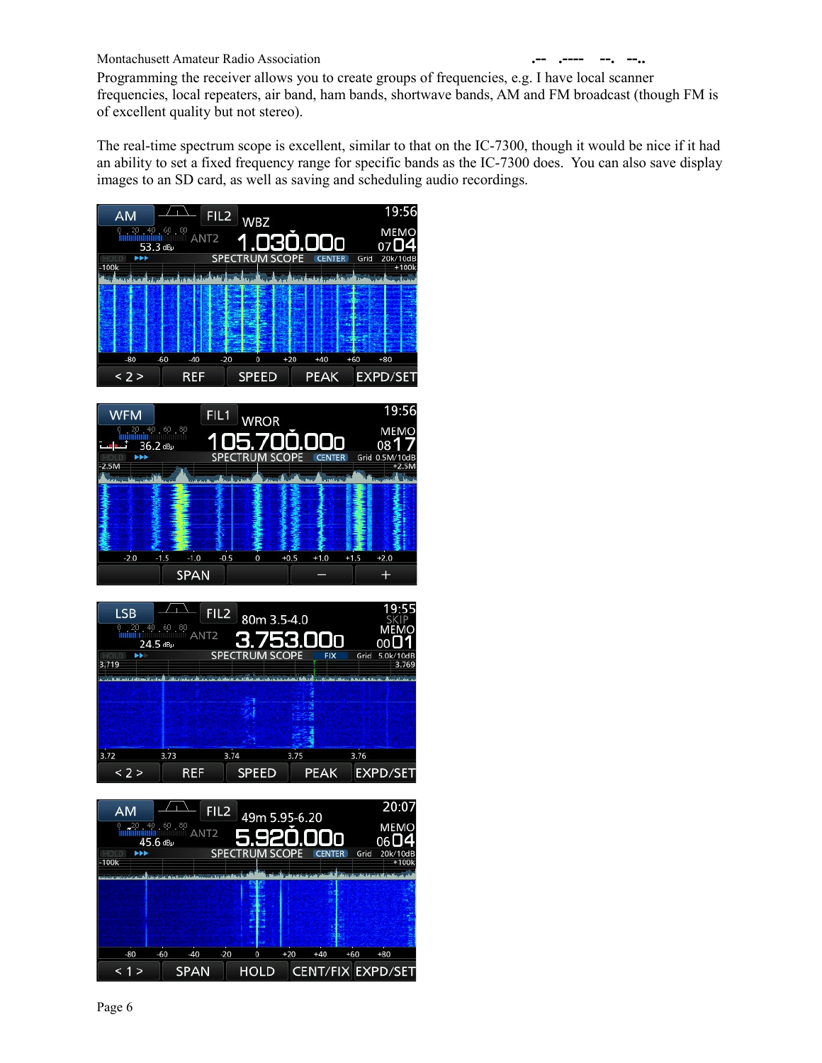Programming the receiver allows you to create groups of frequencies, e.g. I have local scanner frequencies, local repeaters, air band, ham bands, shortwave bands, AM and FM broadcast (though FM is of excellent quality but not stereo).

The real-time spectrum scope is excellent, similar to that on the IC-7300, though it would be nice if it had an ability to set a fixed frequency range for specific bands as the IC-7300 does. You can also save display images to an SD card, as well as saving and scheduling audio recordings.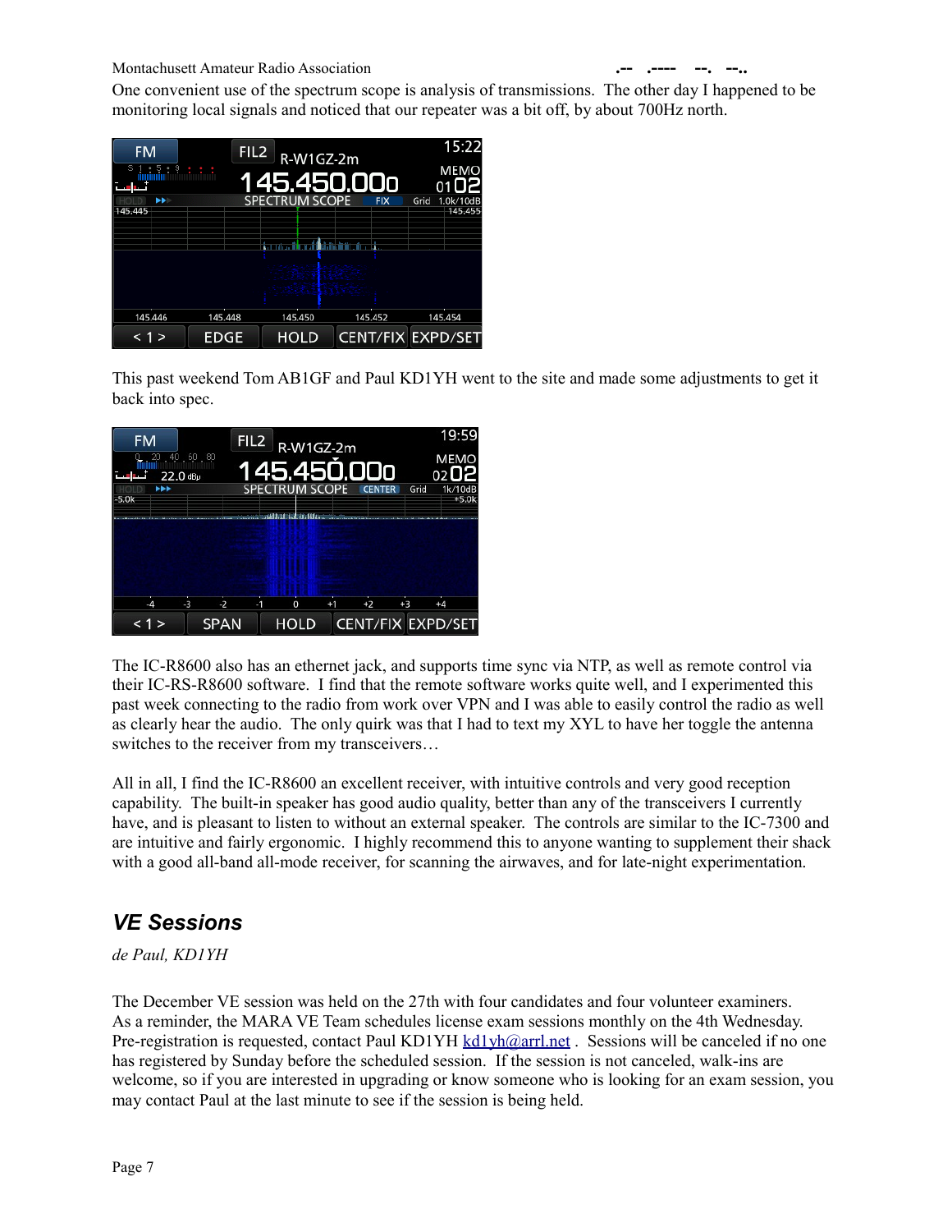One convenient use of the spectrum scope is analysis of transmissions. The other day I happened to be monitoring local signals and noticed that our repeater was a bit off, by about 700Hz north.

This past weekend Tom AB1GF and Paul KD1YH went to the site and made some adjustments to get it back into spec.

The IC-R8600 also has an ethernet jack, and supports time sync via NTP, as well as remote control via their IC-RS-R8600 software. I find that the remote software works quite well, and I experimented this past week connecting to the radio from work over VPN and I was able to easily control the radio as well as clearly hear the audio. The only quirk was that I had to text my XYL to have her toggle the antenna switches to the receiver from my transceivers…

All in all, I find the IC-R8600 an excellent receiver, with intuitive controls and very good reception capability. The built-in speaker has good audio quality, better than any of the transceivers I currently have, and is pleasant to listen to without an external speaker. The controls are similar to the IC-7300 and are intuitive and fairly ergonomic. I highly recommend this to anyone wanting to supplement their shack with a good all-band all-mode receiver, for scanning the airwaves, and for late-night experimentation.

## *VE Sessions*

*de Paul, KD1YH*

The December VE session was held on the 27th with four candidates and four volunteer examiners. As a reminder, the MARA VE Team schedules license exam sessions monthly on the 4th Wednesday. Pre-registration is requested, contact Paul KD1YH kd1yh@arrl.net . Sessions will be canceled if no one has registered by Sunday before the scheduled session. If the session is not canceled, walk-ins are welcome, so if you are interested in upgrading or know someone who is looking for an exam session, you may contact Paul at the last minute to see if the session is being held.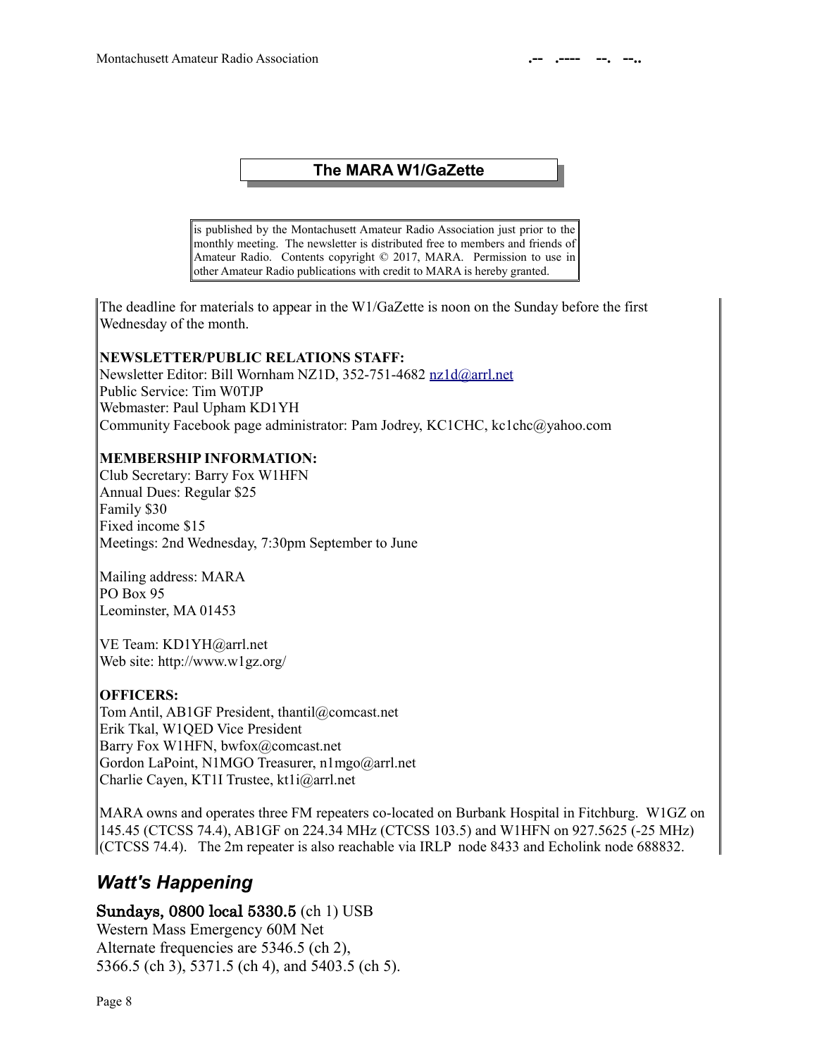## The MARA W1/GaZette

is published by the Montachusett Amateur Radio Association just prior to the monthly meeting. The newsletter is distributed free to members and friends of Amateur Radio. Contents copyright © 2017, MARA. Permission to use in other Amateur Radio publications with credit to MARA is hereby granted.

The deadline for materials to appear in the W1/GaZette is noon on the Sunday before the first Wednesday of the month.

**NEWSLETTER/PUBLIC RELATIONS STAFF:**
Newsletter Editor: Bill Wornham NZ1D, 352-751-4682 nz1d@arrl.net
Public Service: Tim W0TJP
Webmaster: Paul Upham KD1YH
Community Facebook page administrator: Pam Jodrey, KC1CHC, kc1chc@yahoo.com

**MEMBERSHIP INFORMATION:**
Club Secretary: Barry Fox W1HFN
Annual Dues: Regular $25
Family $30
Fixed income $15
Meetings: 2nd Wednesday, 7:30pm September to June

Mailing address: MARA
PO Box 95
Leominster, MA 01453

VE Team: KD1YH@arrl.net
Web site: http://www.w1gz.org/

**OFFICERS:**
Tom Antil, AB1GF President, thantil@comcast.net
Erik Tkal, W1QED Vice President
Barry Fox W1HFN, bwfox@comcast.net
Gordon LaPoint, N1MGO Treasurer, n1mgo@arrl.net
Charlie Cayen, KT1I Trustee, kt1i@arrl.net

MARA owns and operates three FM repeaters co-located on Burbank Hospital in Fitchburg. W1GZ on 145.45 (CTCSS 74.4), AB1GF on 224.34 MHz (CTCSS 103.5) and W1HFN on 927.5625 (-25 MHz) (CTCSS 74.4). The 2m repeater is also reachable via IRLP node 8433 and Echolink node 688832.

## *Watt's Happening*

**Sundays, 0800 local 5330.5** (ch 1) USB
Western Mass Emergency 60M Net
Alternate frequencies are 5346.5 (ch 2),
5366.5 (ch 3), 5371.5 (ch 4), and 5403.5 (ch 5).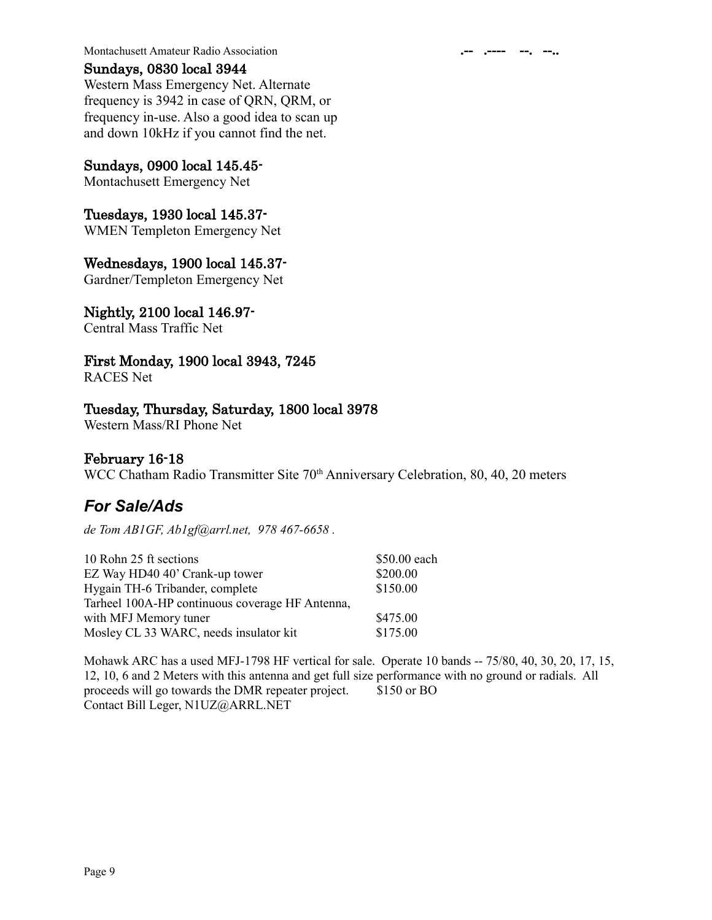### Sundays, 0830 local 3944

Western Mass Emergency Net. Alternate frequency is 3942 in case of QRN, QRM, or frequency in-use. Also a good idea to scan up and down 10kHz if you cannot find the net.

### Sundays, 0900 local 145.45-

Montachusett Emergency Net

### Tuesdays, 1930 local 145.37-

WMEN Templeton Emergency Net

### Wednesdays, 1900 local 145.37-

Gardner/Templeton Emergency Net

### Nightly, 2100 local 146.97-

Central Mass Traffic Net

### First Monday, 1900 local 3943, 7245

RACES Net

### Tuesday, Thursday, Saturday, 1800 local 3978

Western Mass/RI Phone Net

### February 16-18

WCC Chatham Radio Transmitter Site 70th Anniversary Celebration, 80, 40, 20 meters

## *For Sale/Ads*

*de Tom AB1GF, Ab1gf@arrl.net, 978 467-6658 .*

| | |
|---|---|
| 10 Rohn 25 ft sections | $50.00 each |
| EZ Way HD40 40' Crank-up tower | $200.00 |
| Hygain TH-6 Tribander, complete | $150.00 |
| Tarheel 100A-HP continuous coverage HF Antenna, with MFJ Memory tuner | $475.00 |
| Mosley CL 33 WARC, needs insulator kit | $175.00 |

Mohawk ARC has a used MFJ-1798 HF vertical for sale. Operate 10 bands -- 75/80, 40, 30, 20, 17, 15, 12, 10, 6 and 2 Meters with this antenna and get full size performance with no ground or radials. All proceeds will go towards the DMR repeater project. $150 or BO
Contact Bill Leger, N1UZ@ARRL.NET